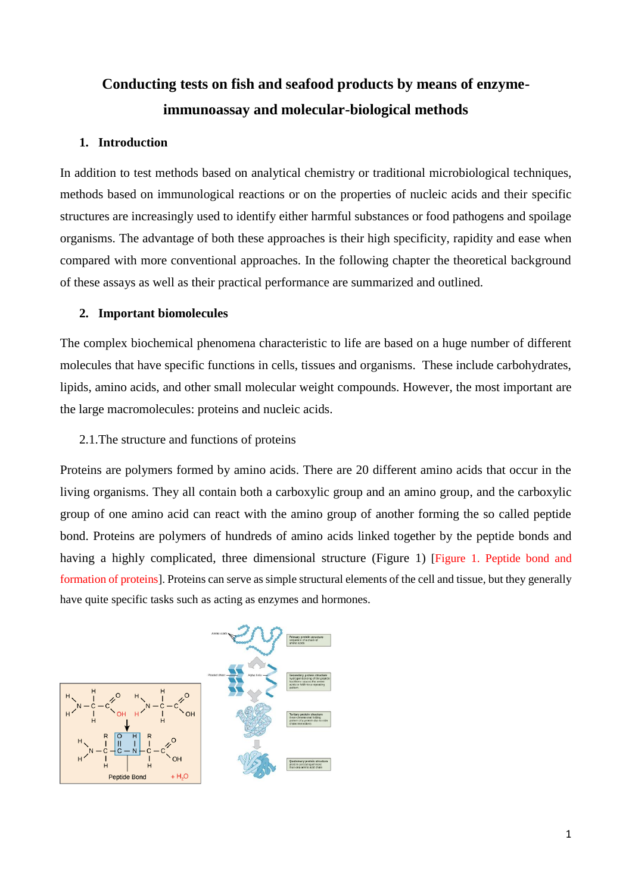# Conducting tests on fish and seafood products by means of enzyme-immunoassay and molecular-biological methods

## 1. Introduction

In addition to test methods based on analytical chemistry or traditional microbiological techniques, methods based on immunological reactions or on the properties of nucleic acids and their specific structures are increasingly used to identify either harmful substances or food pathogens and spoilage organisms. The advantage of both these approaches is their high specificity, rapidity and ease when compared with more conventional approaches. In the following chapter the theoretical background of these assays as well as their practical performance are summarized and outlined.

## 2. Important biomolecules

The complex biochemical phenomena characteristic to life are based on a huge number of different molecules that have specific functions in cells, tissues and organisms. These include carbohydrates, lipids, amino acids, and other small molecular weight compounds. However, the most important are the large macromolecules: proteins and nucleic acids.

### 2.1. The structure and functions of proteins

Proteins are polymers formed by amino acids. There are 20 different amino acids that occur in the living organisms. They all contain both a carboxylic group and an amino group, and the carboxylic group of one amino acid can react with the amino group of another forming the so called peptide bond. Proteins are polymers of hundreds of amino acids linked together by the peptide bonds and having a highly complicated, three dimensional structure (Figure 1) [Figure 1. Peptide bond and formation of proteins]. Proteins can serve as simple structural elements of the cell and tissue, but they generally have quite specific tasks such as acting as enzymes and hormones.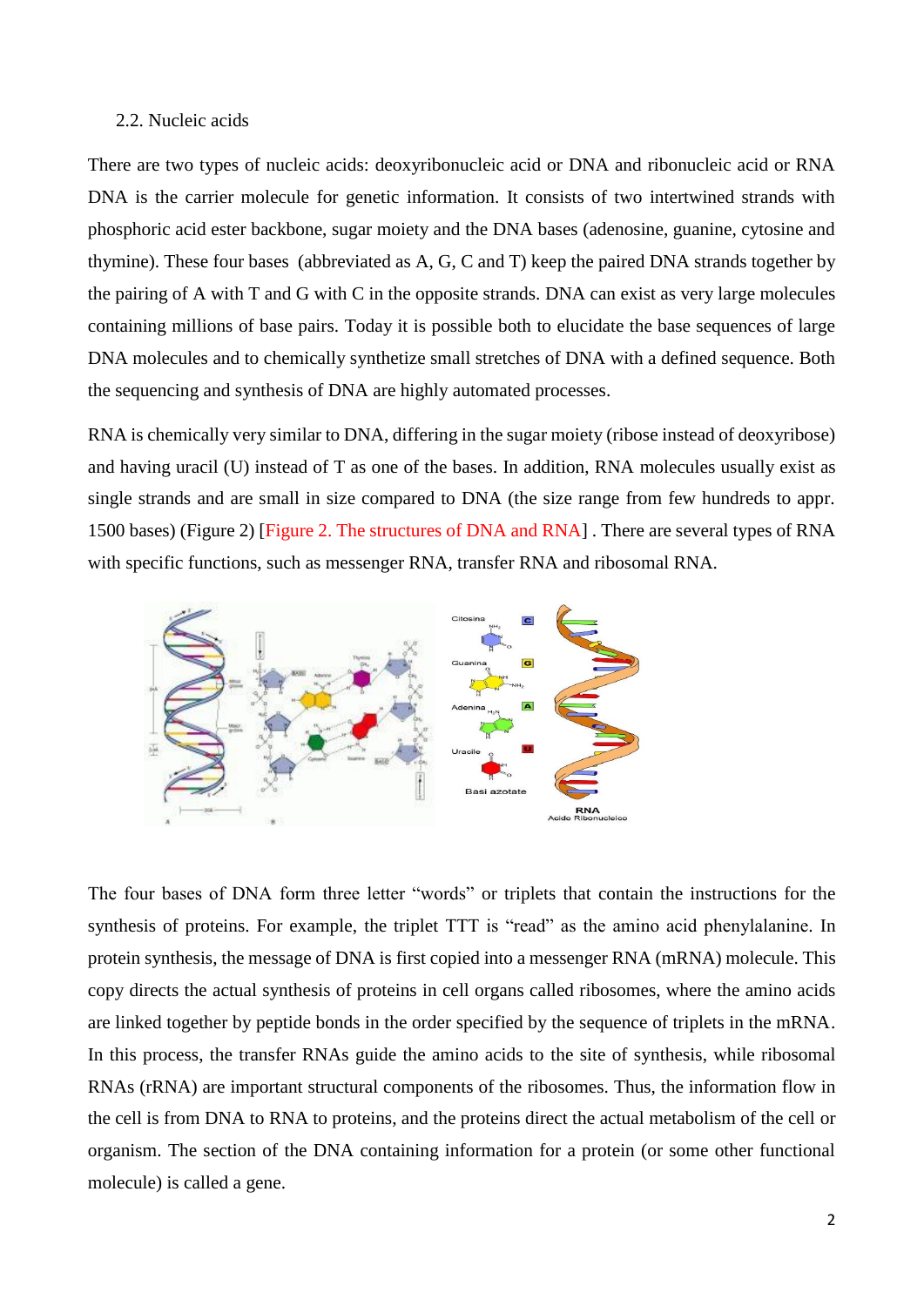2.2. Nucleic acids

There are two types of nucleic acids: deoxyribonucleic acid or DNA and ribonucleic acid or RNA DNA is the carrier molecule for genetic information. It consists of two intertwined strands with phosphoric acid ester backbone, sugar moiety and the DNA bases (adenosine, guanine, cytosine and thymine). These four bases (abbreviated as A, G, C and T) keep the paired DNA strands together by the pairing of A with T and G with C in the opposite strands. DNA can exist as very large molecules containing millions of base pairs. Today it is possible both to elucidate the base sequences of large DNA molecules and to chemically synthetize small stretches of DNA with a defined sequence. Both the sequencing and synthesis of DNA are highly automated processes.

RNA is chemically very similar to DNA, differing in the sugar moiety (ribose instead of deoxyribose) and having uracil (U) instead of T as one of the bases. In addition, RNA molecules usually exist as single strands and are small in size compared to DNA (the size range from few hundreds to appr. 1500 bases) (Figure 2) [Figure 2. The structures of DNA and RNA] . There are several types of RNA with specific functions, such as messenger RNA, transfer RNA and ribosomal RNA.

The four bases of DNA form three letter "words" or triplets that contain the instructions for the synthesis of proteins. For example, the triplet TTT is "read" as the amino acid phenylalanine. In protein synthesis, the message of DNA is first copied into a messenger RNA (mRNA) molecule. This copy directs the actual synthesis of proteins in cell organs called ribosomes, where the amino acids are linked together by peptide bonds in the order specified by the sequence of triplets in the mRNA. In this process, the transfer RNAs guide the amino acids to the site of synthesis, while ribosomal RNAs (rRNA) are important structural components of the ribosomes. Thus, the information flow in the cell is from DNA to RNA to proteins, and the proteins direct the actual metabolism of the cell or organism. The section of the DNA containing information for a protein (or some other functional molecule) is called a gene.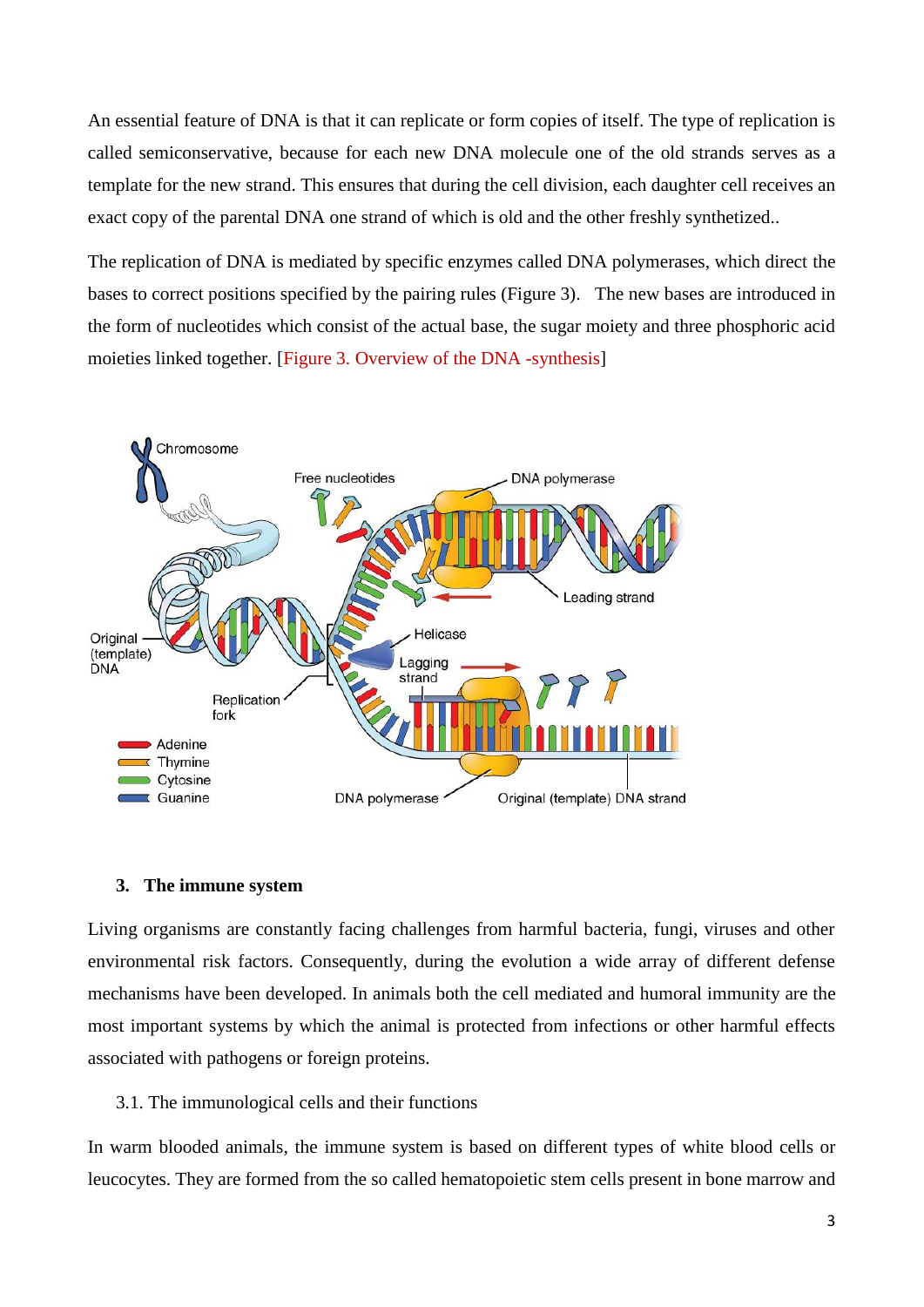An essential feature of DNA is that it can replicate or form copies of itself. The type of replication is called semiconservative, because for each new DNA molecule one of the old strands serves as a template for the new strand. This ensures that during the cell division, each daughter cell receives an exact copy of the parental DNA one strand of which is old and the other freshly synthetized..

The replication of DNA is mediated by specific enzymes called DNA polymerases, which direct the bases to correct positions specified by the pairing rules (Figure 3). The new bases are introduced in the form of nucleotides which consist of the actual base, the sugar moiety and three phosphoric acid moieties linked together. [Figure 3. Overview of the DNA -synthesis]

### 3. The immune system

Living organisms are constantly facing challenges from harmful bacteria, fungi, viruses and other environmental risk factors. Consequently, during the evolution a wide array of different defense mechanisms have been developed. In animals both the cell mediated and humoral immunity are the most important systems by which the animal is protected from infections or other harmful effects associated with pathogens or foreign proteins.

#### 3.1. The immunological cells and their functions

In warm blooded animals, the immune system is based on different types of white blood cells or leucocytes. They are formed from the so called hematopoietic stem cells present in bone marrow and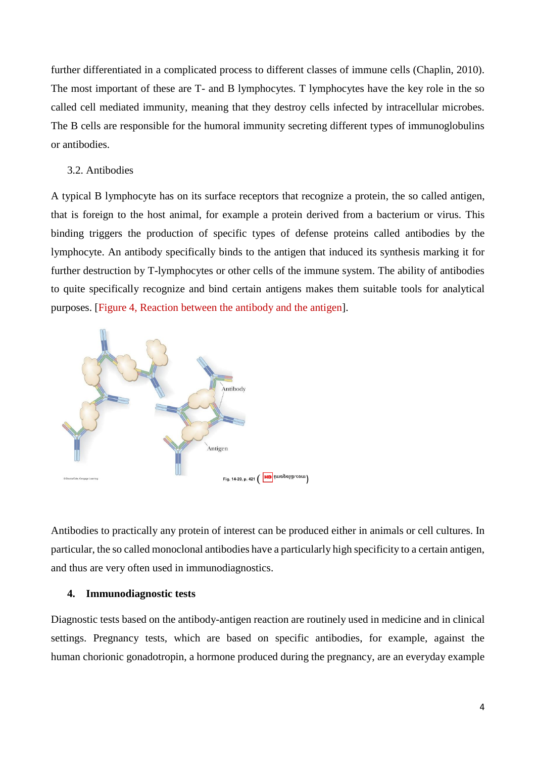further differentiated in a complicated process to different classes of immune cells (Chaplin, 2010). The most important of these are T- and B lymphocytes. T lymphocytes have the key role in the so called cell mediated immunity, meaning that they destroy cells infected by intracellular microbes. The B cells are responsible for the humoral immunity secreting different types of immunoglobulins or antibodies.

### 3.2. Antibodies

A typical B lymphocyte has on its surface receptors that recognize a protein, the so called antigen, that is foreign to the host animal, for example a protein derived from a bacterium or virus. This binding triggers the production of specific types of defense proteins called antibodies by the lymphocyte. An antibody specifically binds to the antigen that induced its synthesis marking it for further destruction by T-lymphocytes or other cells of the immune system. The ability of antibodies to quite specifically recognize and bind certain antigens makes them suitable tools for analytical purposes. [Figure 4, Reaction between the antibody and the antigen].

Antibodies to practically any protein of interest can be produced either in animals or cell cultures. In particular, the so called monoclonal antibodies have a particularly high specificity to a certain antigen, and thus are very often used in immunodiagnostics.

## 4. Immunodiagnostic tests

Diagnostic tests based on the antibody-antigen reaction are routinely used in medicine and in clinical settings. Pregnancy tests, which are based on specific antibodies, for example, against the human chorionic gonadotropin, a hormone produced during the pregnancy, are an everyday example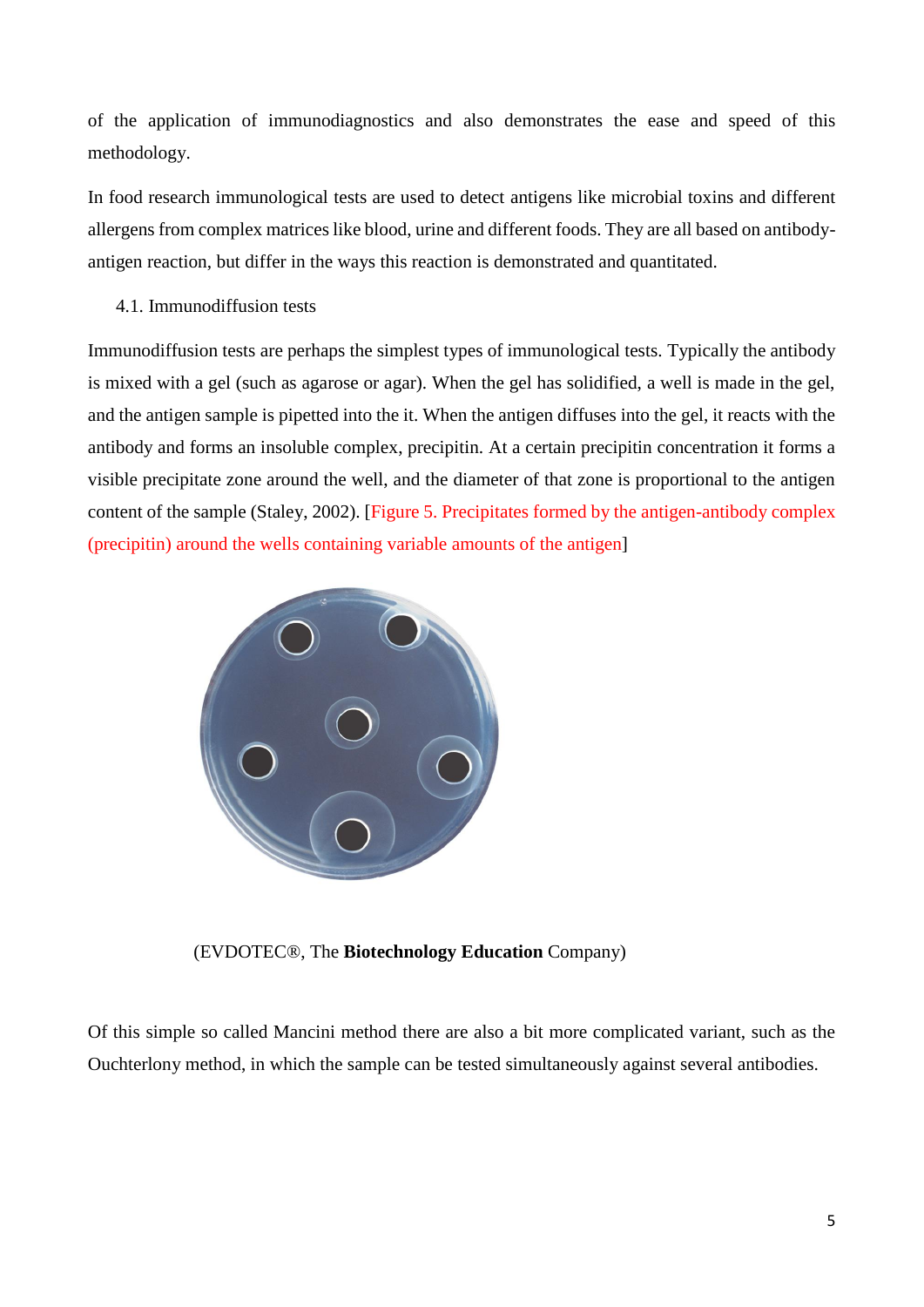of the application of immunodiagnostics and also demonstrates the ease and speed of this methodology.

In food research immunological tests are used to detect antigens like microbial toxins and different allergens from complex matrices like blood, urine and different foods. They are all based on antibody-antigen reaction, but differ in the ways this reaction is demonstrated and quantitated.

### 4.1. Immunodiffusion tests

Immunodiffusion tests are perhaps the simplest types of immunological tests. Typically the antibody is mixed with a gel (such as agarose or agar). When the gel has solidified, a well is made in the gel, and the antigen sample is pipetted into the it. When the antigen diffuses into the gel, it reacts with the antibody and forms an insoluble complex, precipitin. At a certain precipitin concentration it forms a visible precipitate zone around the well, and the diameter of that zone is proportional to the antigen content of the sample (Staley, 2002). [Figure 5. Precipitates formed by the antigen-antibody complex (precipitin) around the wells containing variable amounts of the antigen]

(EVDOTEC®, The **Biotechnology Education** Company)

Of this simple so called Mancini method there are also a bit more complicated variant, such as the Ouchterlony method, in which the sample can be tested simultaneously against several antibodies.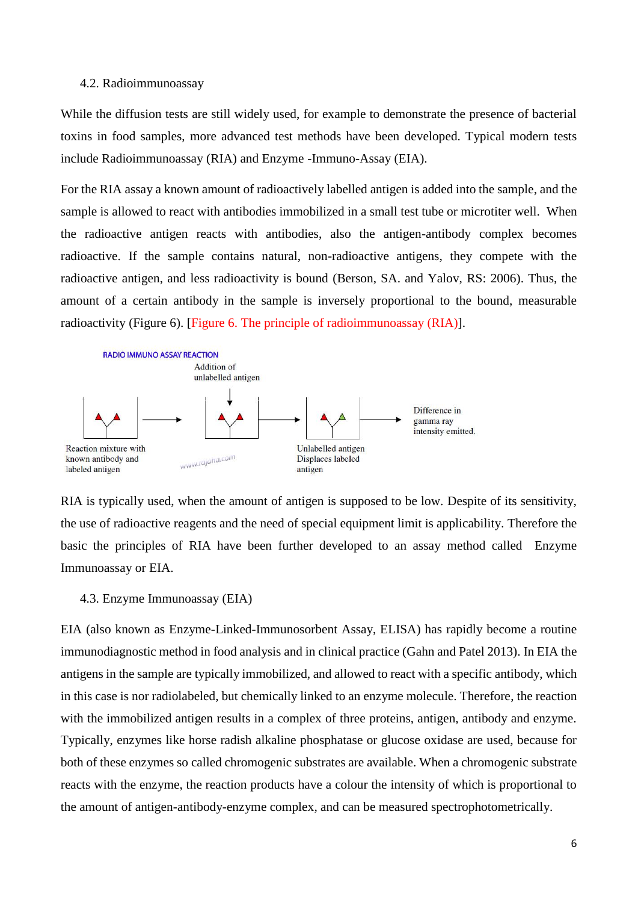### 4.2. Radioimmunoassay

While the diffusion tests are still widely used, for example to demonstrate the presence of bacterial toxins in food samples, more advanced test methods have been developed. Typical modern tests include Radioimmunoassay (RIA) and Enzyme -Immuno-Assay (EIA).

For the RIA assay a known amount of radioactively labelled antigen is added into the sample, and the sample is allowed to react with antibodies immobilized in a small test tube or microtiter well. When the radioactive antigen reacts with antibodies, also the antigen-antibody complex becomes radioactive. If the sample contains natural, non-radioactive antigens, they compete with the radioactive antigen, and less radioactivity is bound (Berson, SA. and Yalov, RS: 2006). Thus, the amount of a certain antibody in the sample is inversely proportional to the bound, measurable radioactivity (Figure 6). [Figure 6. The principle of radioimmunoassay (RIA)].

RADIO IMMUNO ASSAY REACTION

Reaction mixture with known antibody and labeled antigen → Addition of unlabelled antigen → Unlabelled antigen Displaces labeled antigen → Difference in gamma ray intensity emitted.

RIA is typically used, when the amount of antigen is supposed to be low. Despite of its sensitivity, the use of radioactive reagents and the need of special equipment limit is applicability. Therefore the basic the principles of RIA have been further developed to an assay method called Enzyme Immunoassay or EIA.

### 4.3. Enzyme Immunoassay (EIA)

EIA (also known as Enzyme-Linked-Immunosorbent Assay, ELISA) has rapidly become a routine immunodiagnostic method in food analysis and in clinical practice (Gahn and Patel 2013). In EIA the antigens in the sample are typically immobilized, and allowed to react with a specific antibody, which in this case is nor radiolabeled, but chemically linked to an enzyme molecule. Therefore, the reaction with the immobilized antigen results in a complex of three proteins, antigen, antibody and enzyme. Typically, enzymes like horse radish alkaline phosphatase or glucose oxidase are used, because for both of these enzymes so called chromogenic substrates are available. When a chromogenic substrate reacts with the enzyme, the reaction products have a colour the intensity of which is proportional to the amount of antigen-antibody-enzyme complex, and can be measured spectrophotometrically.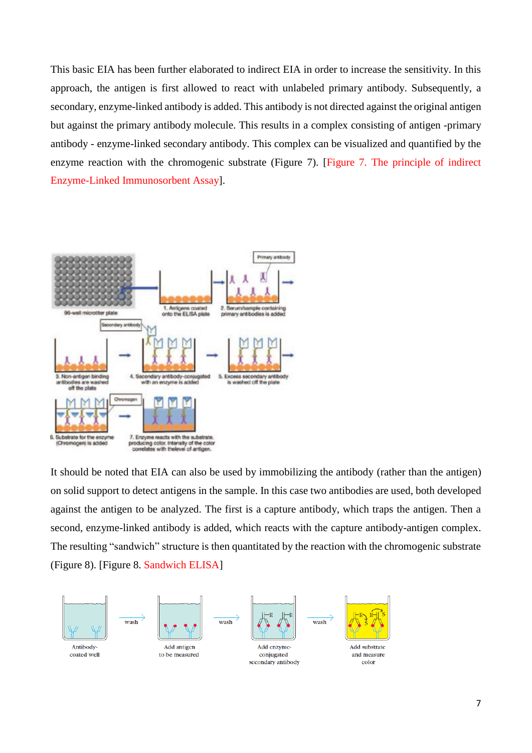This basic EIA has been further elaborated to indirect EIA in order to increase the sensitivity. In this approach, the antigen is first allowed to react with unlabeled primary antibody. Subsequently, a secondary, enzyme-linked antibody is added. This antibody is not directed against the original antigen but against the primary antibody molecule. This results in a complex consisting of antigen -primary antibody - enzyme-linked secondary antibody. This complex can be visualized and quantified by the enzyme reaction with the chromogenic substrate (Figure 7). [Figure 7. The principle of indirect Enzyme-Linked Immunosorbent Assay].

It should be noted that EIA can also be used by immobilizing the antibody (rather than the antigen) on solid support to detect antigens in the sample. In this case two antibodies are used, both developed against the antigen to be analyzed. The first is a capture antibody, which traps the antigen. Then a second, enzyme-linked antibody is added, which reacts with the capture antibody-antigen complex. The resulting "sandwich" structure is then quantitated by the reaction with the chromogenic substrate (Figure 8). [Figure 8. Sandwich ELISA]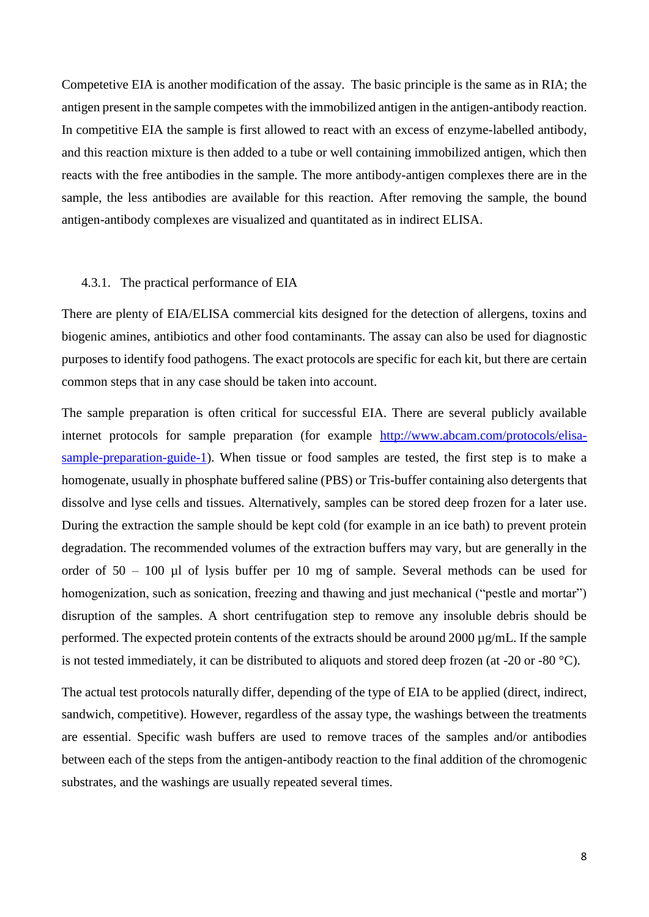Competetive EIA is another modification of the assay. The basic principle is the same as in RIA; the antigen present in the sample competes with the immobilized antigen in the antigen-antibody reaction. In competitive EIA the sample is first allowed to react with an excess of enzyme-labelled antibody, and this reaction mixture is then added to a tube or well containing immobilized antigen, which then reacts with the free antibodies in the sample. The more antibody-antigen complexes there are in the sample, the less antibodies are available for this reaction. After removing the sample, the bound antigen-antibody complexes are visualized and quantitated as in indirect ELISA.

### 4.3.1. The practical performance of EIA

There are plenty of EIA/ELISA commercial kits designed for the detection of allergens, toxins and biogenic amines, antibiotics and other food contaminants. The assay can also be used for diagnostic purposes to identify food pathogens. The exact protocols are specific for each kit, but there are certain common steps that in any case should be taken into account.

The sample preparation is often critical for successful EIA. There are several publicly available internet protocols for sample preparation (for example [http://www.abcam.com/protocols/elisa-sample-preparation-guide-1](http://www.abcam.com/protocols/elisa-sample-preparation-guide-1)). When tissue or food samples are tested, the first step is to make a homogenate, usually in phosphate buffered saline (PBS) or Tris-buffer containing also detergents that dissolve and lyse cells and tissues. Alternatively, samples can be stored deep frozen for a later use. During the extraction the sample should be kept cold (for example in an ice bath) to prevent protein degradation. The recommended volumes of the extraction buffers may vary, but are generally in the order of 50 – 100 µl of lysis buffer per 10 mg of sample. Several methods can be used for homogenization, such as sonication, freezing and thawing and just mechanical ("pestle and mortar") disruption of the samples. A short centrifugation step to remove any insoluble debris should be performed. The expected protein contents of the extracts should be around 2000 µg/mL. If the sample is not tested immediately, it can be distributed to aliquots and stored deep frozen (at -20 or -80 °C).

The actual test protocols naturally differ, depending of the type of EIA to be applied (direct, indirect, sandwich, competitive). However, regardless of the assay type, the washings between the treatments are essential. Specific wash buffers are used to remove traces of the samples and/or antibodies between each of the steps from the antigen-antibody reaction to the final addition of the chromogenic substrates, and the washings are usually repeated several times.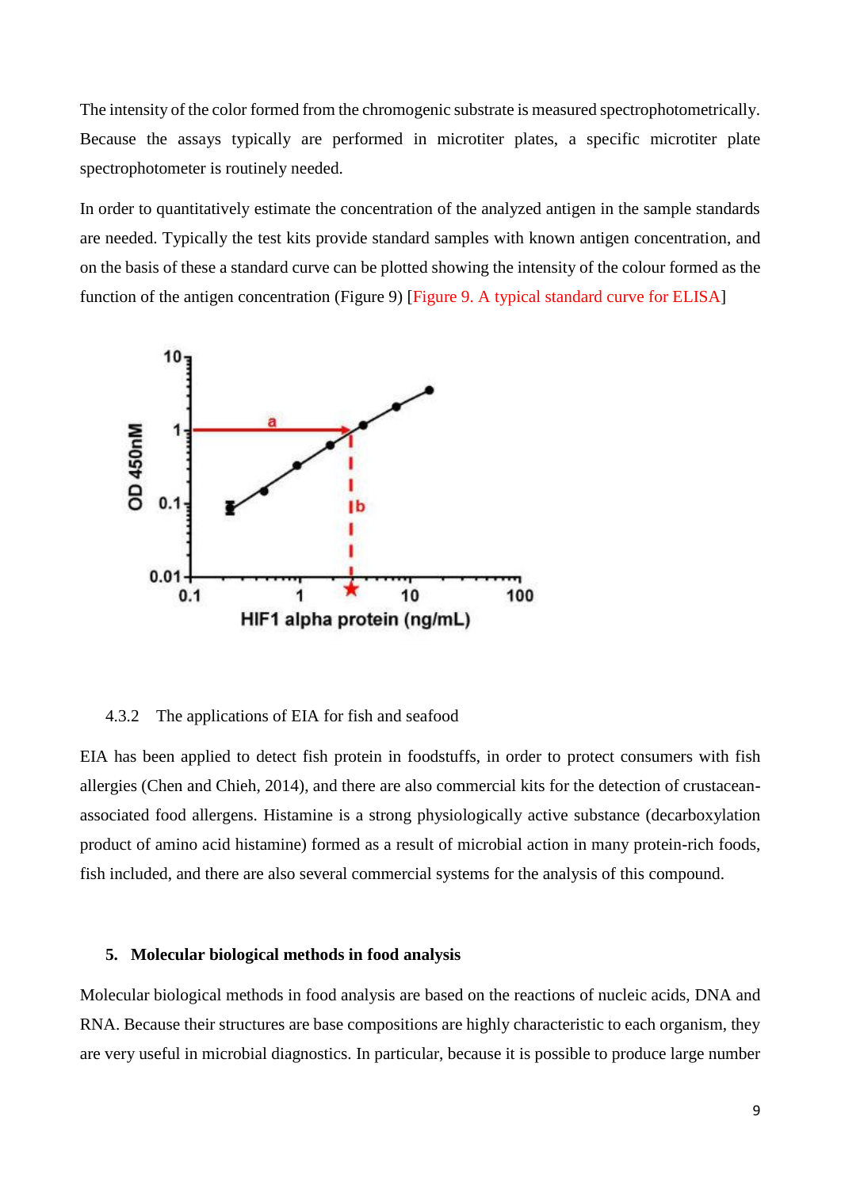The intensity of the color formed from the chromogenic substrate is measured spectrophotometrically. Because the assays typically are performed in microtiter plates, a specific microtiter plate spectrophotometer is routinely needed.

In order to quantitatively estimate the concentration of the analyzed antigen in the sample standards are needed. Typically the test kits provide standard samples with known antigen concentration, and on the basis of these a standard curve can be plotted showing the intensity of the colour formed as the function of the antigen concentration (Figure 9) [Figure 9. A typical standard curve for ELISA]

### 4.3.2 The applications of EIA for fish and seafood

EIA has been applied to detect fish protein in foodstuffs, in order to protect consumers with fish allergies (Chen and Chieh, 2014), and there are also commercial kits for the detection of crustacean-associated food allergens. Histamine is a strong physiologically active substance (decarboxylation product of amino acid histamine) formed as a result of microbial action in many protein-rich foods, fish included, and there are also several commercial systems for the analysis of this compound.

## 5. Molecular biological methods in food analysis

Molecular biological methods in food analysis are based on the reactions of nucleic acids, DNA and RNA. Because their structures are base compositions are highly characteristic to each organism, they are very useful in microbial diagnostics. In particular, because it is possible to produce large number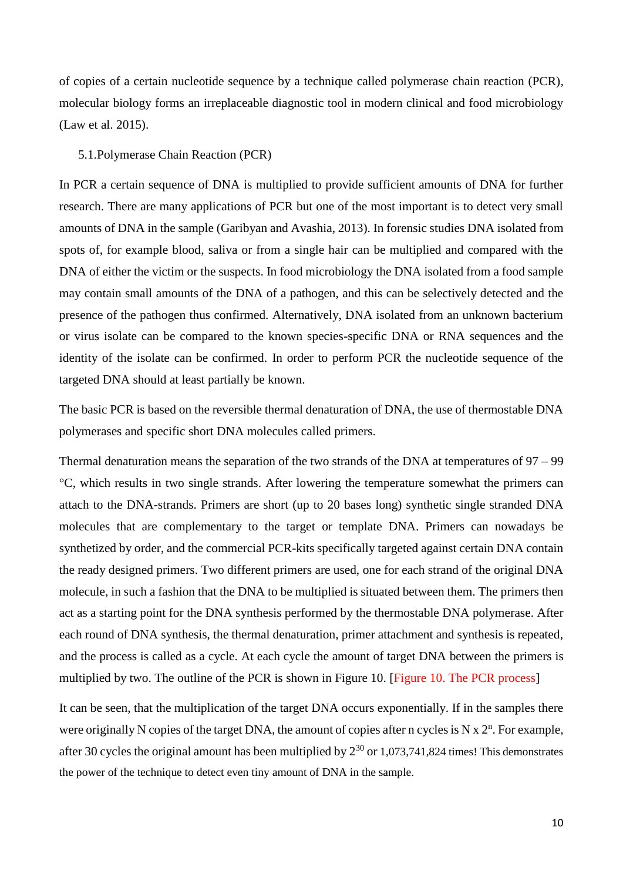of copies of a certain nucleotide sequence by a technique called polymerase chain reaction (PCR), molecular biology forms an irreplaceable diagnostic tool in modern clinical and food microbiology (Law et al. 2015).

## 5.1.Polymerase Chain Reaction (PCR)

In PCR a certain sequence of DNA is multiplied to provide sufficient amounts of DNA for further research. There are many applications of PCR but one of the most important is to detect very small amounts of DNA in the sample (Garibyan and Avashia, 2013). In forensic studies DNA isolated from spots of, for example blood, saliva or from a single hair can be multiplied and compared with the DNA of either the victim or the suspects. In food microbiology the DNA isolated from a food sample may contain small amounts of the DNA of a pathogen, and this can be selectively detected and the presence of the pathogen thus confirmed. Alternatively, DNA isolated from an unknown bacterium or virus isolate can be compared to the known species-specific DNA or RNA sequences and the identity of the isolate can be confirmed. In order to perform PCR the nucleotide sequence of the targeted DNA should at least partially be known.

The basic PCR is based on the reversible thermal denaturation of DNA, the use of thermostable DNA polymerases and specific short DNA molecules called primers.

Thermal denaturation means the separation of the two strands of the DNA at temperatures of 97 – 99 °C, which results in two single strands. After lowering the temperature somewhat the primers can attach to the DNA-strands. Primers are short (up to 20 bases long) synthetic single stranded DNA molecules that are complementary to the target or template DNA. Primers can nowadays be synthetized by order, and the commercial PCR-kits specifically targeted against certain DNA contain the ready designed primers. Two different primers are used, one for each strand of the original DNA molecule, in such a fashion that the DNA to be multiplied is situated between them. The primers then act as a starting point for the DNA synthesis performed by the thermostable DNA polymerase. After each round of DNA synthesis, the thermal denaturation, primer attachment and synthesis is repeated, and the process is called as a cycle. At each cycle the amount of target DNA between the primers is multiplied by two. The outline of the PCR is shown in Figure 10. [Figure 10. The PCR process]

It can be seen, that the multiplication of the target DNA occurs exponentially. If in the samples there were originally N copies of the target DNA, the amount of copies after n cycles is $N \times 2^n$. For example, after 30 cycles the original amount has been multiplied by $2^{30}$ or 1,073,741,824 times! This demonstrates the power of the technique to detect even tiny amount of DNA in the sample.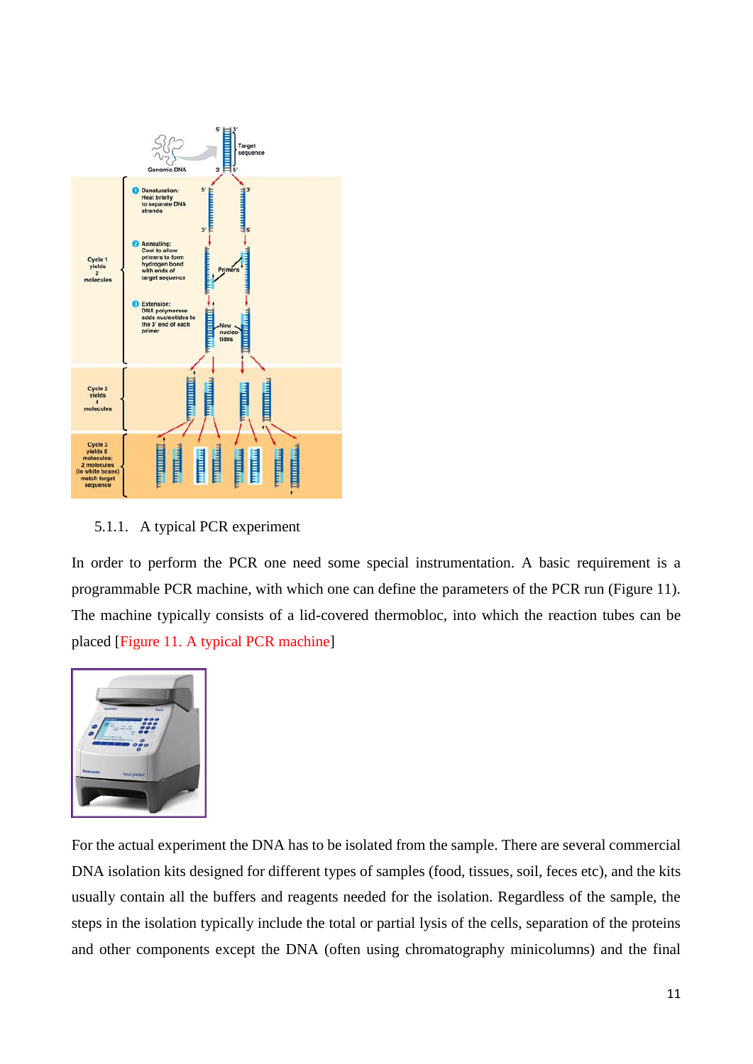### 5.1.1. A typical PCR experiment

In order to perform the PCR one need some special instrumentation. A basic requirement is a programmable PCR machine, with which one can define the parameters of the PCR run (Figure 11). The machine typically consists of a lid-covered thermobloc, into which the reaction tubes can be placed [Figure 11. A typical PCR machine]

For the actual experiment the DNA has to be isolated from the sample. There are several commercial DNA isolation kits designed for different types of samples (food, tissues, soil, feces etc), and the kits usually contain all the buffers and reagents needed for the isolation. Regardless of the sample, the steps in the isolation typically include the total or partial lysis of the cells, separation of the proteins and other components except the DNA (often using chromatography minicolumns) and the final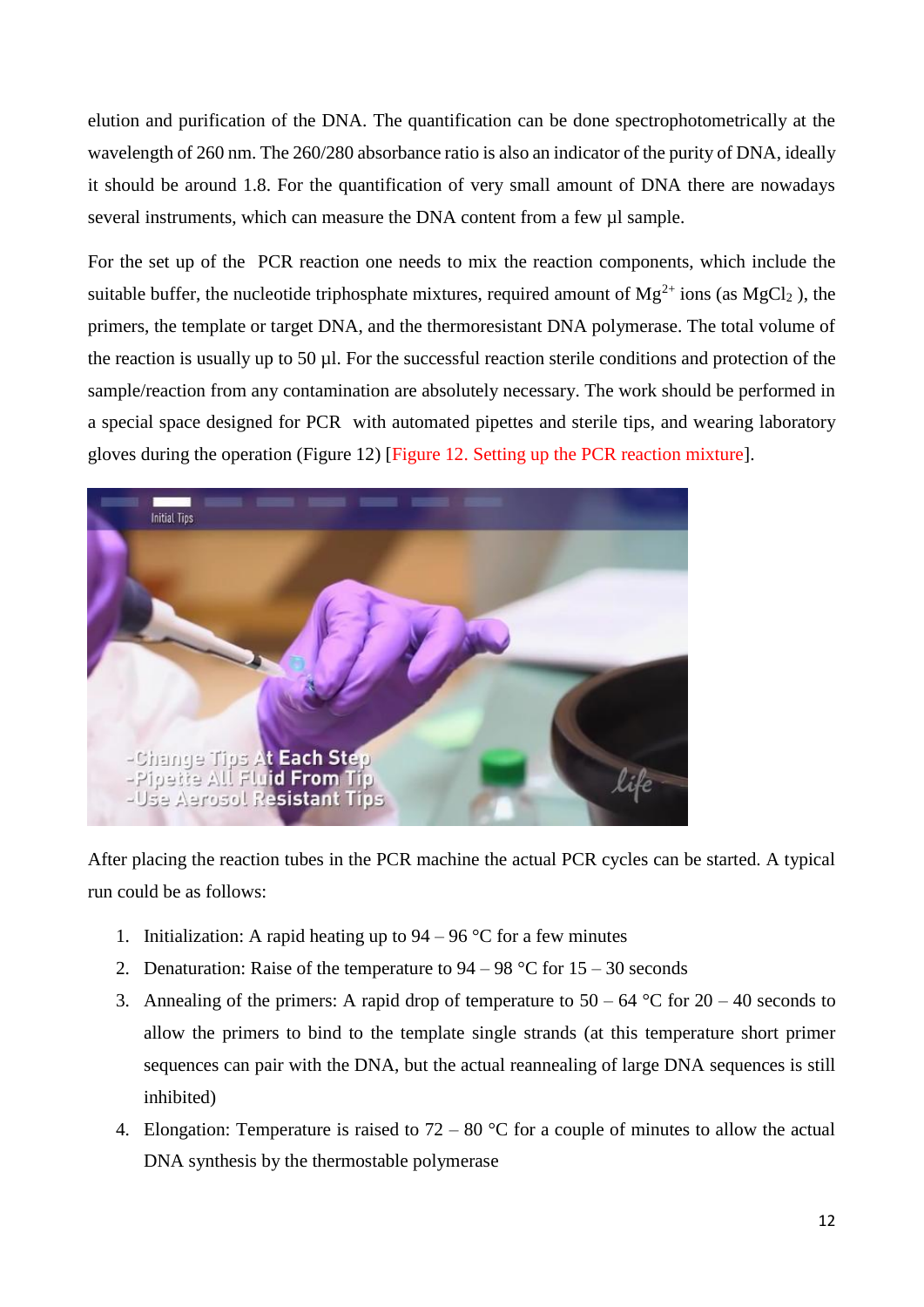elution and purification of the DNA. The quantification can be done spectrophotometrically at the wavelength of 260 nm. The 260/280 absorbance ratio is also an indicator of the purity of DNA, ideally it should be around 1.8. For the quantification of very small amount of DNA there are nowadays several instruments, which can measure the DNA content from a few µl sample.

For the set up of the PCR reaction one needs to mix the reaction components, which include the suitable buffer, the nucleotide triphosphate mixtures, required amount of $Mg^{2+}$ ions (as $MgCl_2$ ), the primers, the template or target DNA, and the thermoresistant DNA polymerase. The total volume of the reaction is usually up to 50 µl. For the successful reaction sterile conditions and protection of the sample/reaction from any contamination are absolutely necessary. The work should be performed in a special space designed for PCR with automated pipettes and sterile tips, and wearing laboratory gloves during the operation (Figure 12) [Figure 12. Setting up the PCR reaction mixture].

After placing the reaction tubes in the PCR machine the actual PCR cycles can be started. A typical run could be as follows:

1. Initialization: A rapid heating up to 94 – 96 °C for a few minutes
2. Denaturation: Raise of the temperature to 94 – 98 °C for 15 – 30 seconds
3. Annealing of the primers: A rapid drop of temperature to 50 – 64 °C for 20 – 40 seconds to allow the primers to bind to the template single strands (at this temperature short primer sequences can pair with the DNA, but the actual reannealing of large DNA sequences is still inhibited)
4. Elongation: Temperature is raised to 72 – 80 °C for a couple of minutes to allow the actual DNA synthesis by the thermostable polymerase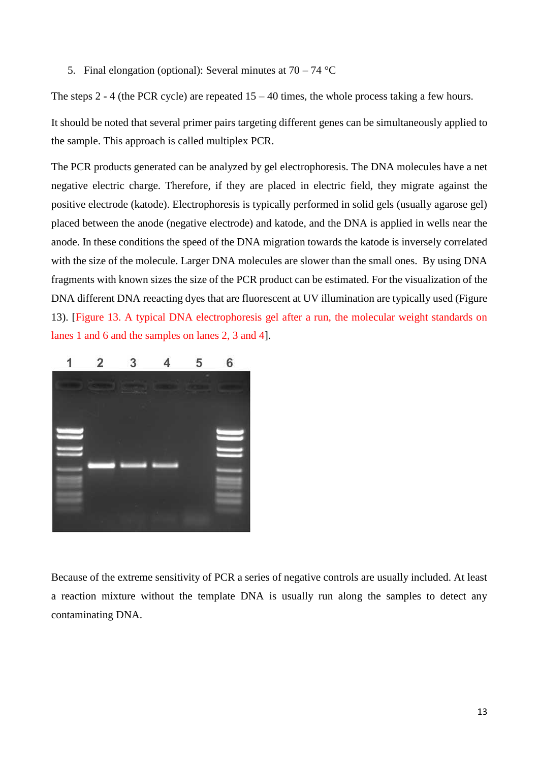5. Final elongation (optional): Several minutes at 70 – 74 °C

The steps 2 - 4 (the PCR cycle) are repeated 15 – 40 times, the whole process taking a few hours.

It should be noted that several primer pairs targeting different genes can be simultaneously applied to the sample. This approach is called multiplex PCR.

The PCR products generated can be analyzed by gel electrophoresis. The DNA molecules have a net negative electric charge. Therefore, if they are placed in electric field, they migrate against the positive electrode (katode). Electrophoresis is typically performed in solid gels (usually agarose gel) placed between the anode (negative electrode) and katode, and the DNA is applied in wells near the anode. In these conditions the speed of the DNA migration towards the katode is inversely correlated with the size of the molecule. Larger DNA molecules are slower than the small ones. By using DNA fragments with known sizes the size of the PCR product can be estimated. For the visualization of the DNA different DNA reeacting dyes that are fluorescent at UV illumination are typically used (Figure 13). [Figure 13. A typical DNA electrophoresis gel after a run, the molecular weight standards on lanes 1 and 6 and the samples on lanes 2, 3 and 4].

Because of the extreme sensitivity of PCR a series of negative controls are usually included. At least a reaction mixture without the template DNA is usually run along the samples to detect any contaminating DNA.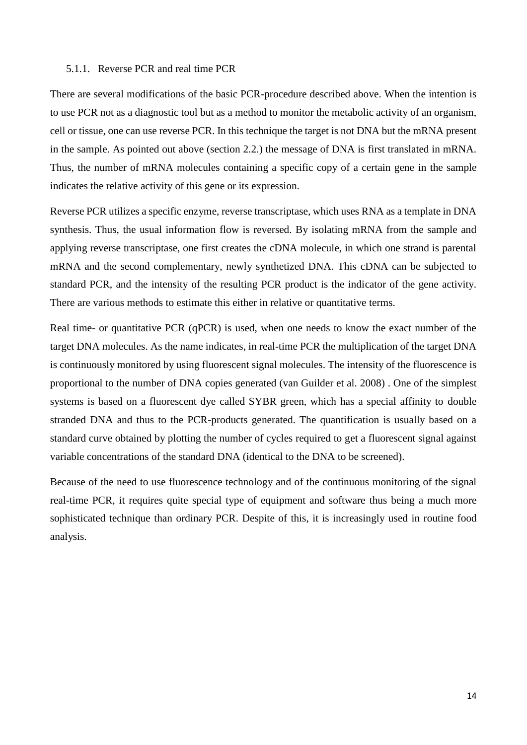### 5.1.1. Reverse PCR and real time PCR

There are several modifications of the basic PCR-procedure described above. When the intention is to use PCR not as a diagnostic tool but as a method to monitor the metabolic activity of an organism, cell or tissue, one can use reverse PCR. In this technique the target is not DNA but the mRNA present in the sample. As pointed out above (section 2.2.) the message of DNA is first translated in mRNA. Thus, the number of mRNA molecules containing a specific copy of a certain gene in the sample indicates the relative activity of this gene or its expression.

Reverse PCR utilizes a specific enzyme, reverse transcriptase, which uses RNA as a template in DNA synthesis. Thus, the usual information flow is reversed. By isolating mRNA from the sample and applying reverse transcriptase, one first creates the cDNA molecule, in which one strand is parental mRNA and the second complementary, newly synthetized DNA. This cDNA can be subjected to standard PCR, and the intensity of the resulting PCR product is the indicator of the gene activity. There are various methods to estimate this either in relative or quantitative terms.

Real time- or quantitative PCR (qPCR) is used, when one needs to know the exact number of the target DNA molecules. As the name indicates, in real-time PCR the multiplication of the target DNA is continuously monitored by using fluorescent signal molecules. The intensity of the fluorescence is proportional to the number of DNA copies generated (van Guilder et al. 2008) . One of the simplest systems is based on a fluorescent dye called SYBR green, which has a special affinity to double stranded DNA and thus to the PCR-products generated. The quantification is usually based on a standard curve obtained by plotting the number of cycles required to get a fluorescent signal against variable concentrations of the standard DNA (identical to the DNA to be screened).

Because of the need to use fluorescence technology and of the continuous monitoring of the signal real-time PCR, it requires quite special type of equipment and software thus being a much more sophisticated technique than ordinary PCR. Despite of this, it is increasingly used in routine food analysis.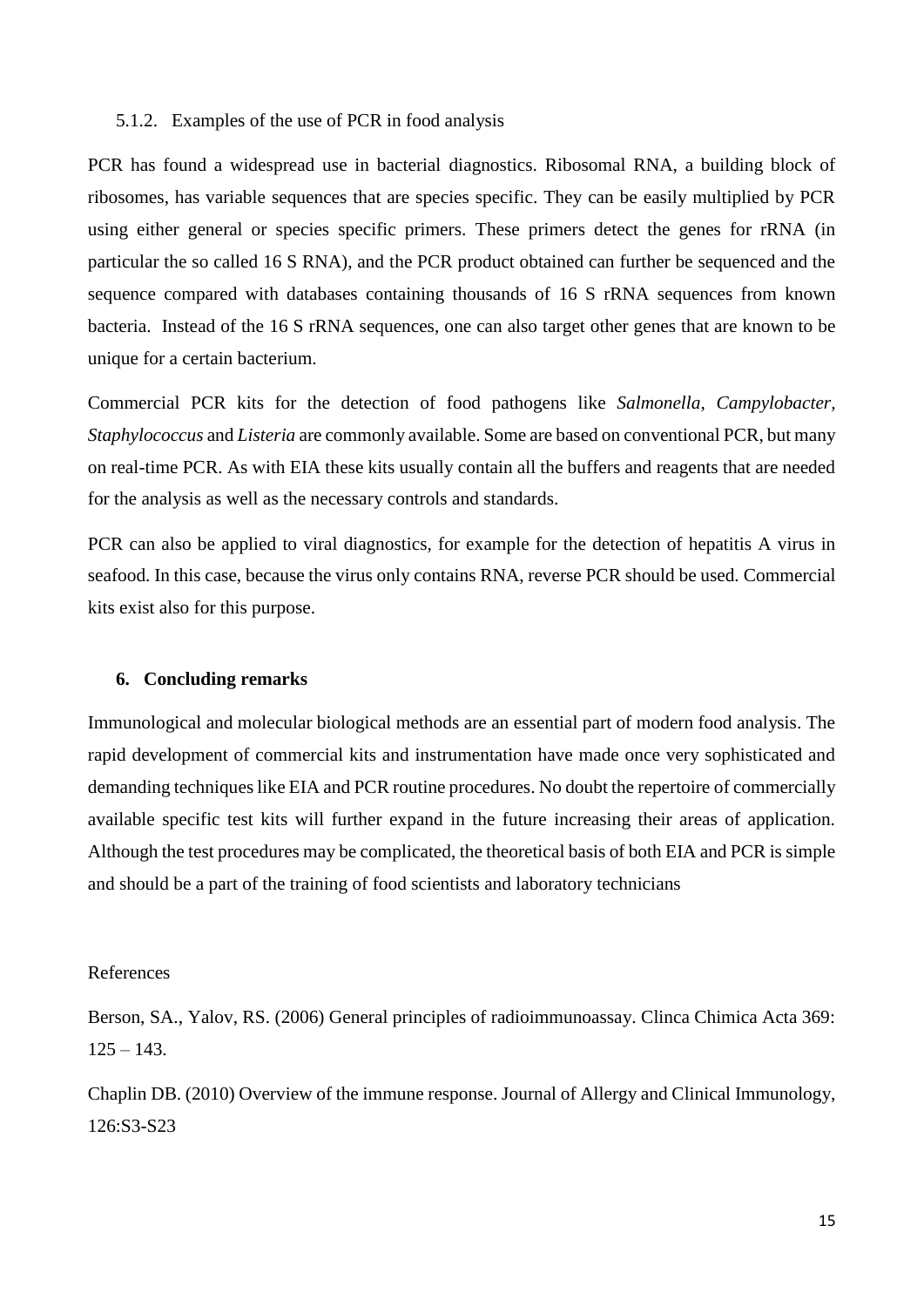#### 5.1.2. Examples of the use of PCR in food analysis

PCR has found a widespread use in bacterial diagnostics. Ribosomal RNA, a building block of ribosomes, has variable sequences that are species specific. They can be easily multiplied by PCR using either general or species specific primers. These primers detect the genes for rRNA (in particular the so called 16 S RNA), and the PCR product obtained can further be sequenced and the sequence compared with databases containing thousands of 16 S rRNA sequences from known bacteria. Instead of the 16 S rRNA sequences, one can also target other genes that are known to be unique for a certain bacterium.

Commercial PCR kits for the detection of food pathogens like *Salmonella*, *Campylobacter*, *Staphylococcus* and *Listeria* are commonly available. Some are based on conventional PCR, but many on real-time PCR. As with EIA these kits usually contain all the buffers and reagents that are needed for the analysis as well as the necessary controls and standards.

PCR can also be applied to viral diagnostics, for example for the detection of hepatitis A virus in seafood. In this case, because the virus only contains RNA, reverse PCR should be used. Commercial kits exist also for this purpose.

## 6. Concluding remarks

Immunological and molecular biological methods are an essential part of modern food analysis. The rapid development of commercial kits and instrumentation have made once very sophisticated and demanding techniques like EIA and PCR routine procedures. No doubt the repertoire of commercially available specific test kits will further expand in the future increasing their areas of application. Although the test procedures may be complicated, the theoretical basis of both EIA and PCR is simple and should be a part of the training of food scientists and laboratory technicians

References

Berson, SA., Yalov, RS. (2006) General principles of radioimmunoassay. Clinca Chimica Acta 369: 125 – 143.

Chaplin DB. (2010) Overview of the immune response. Journal of Allergy and Clinical Immunology, 126:S3-S23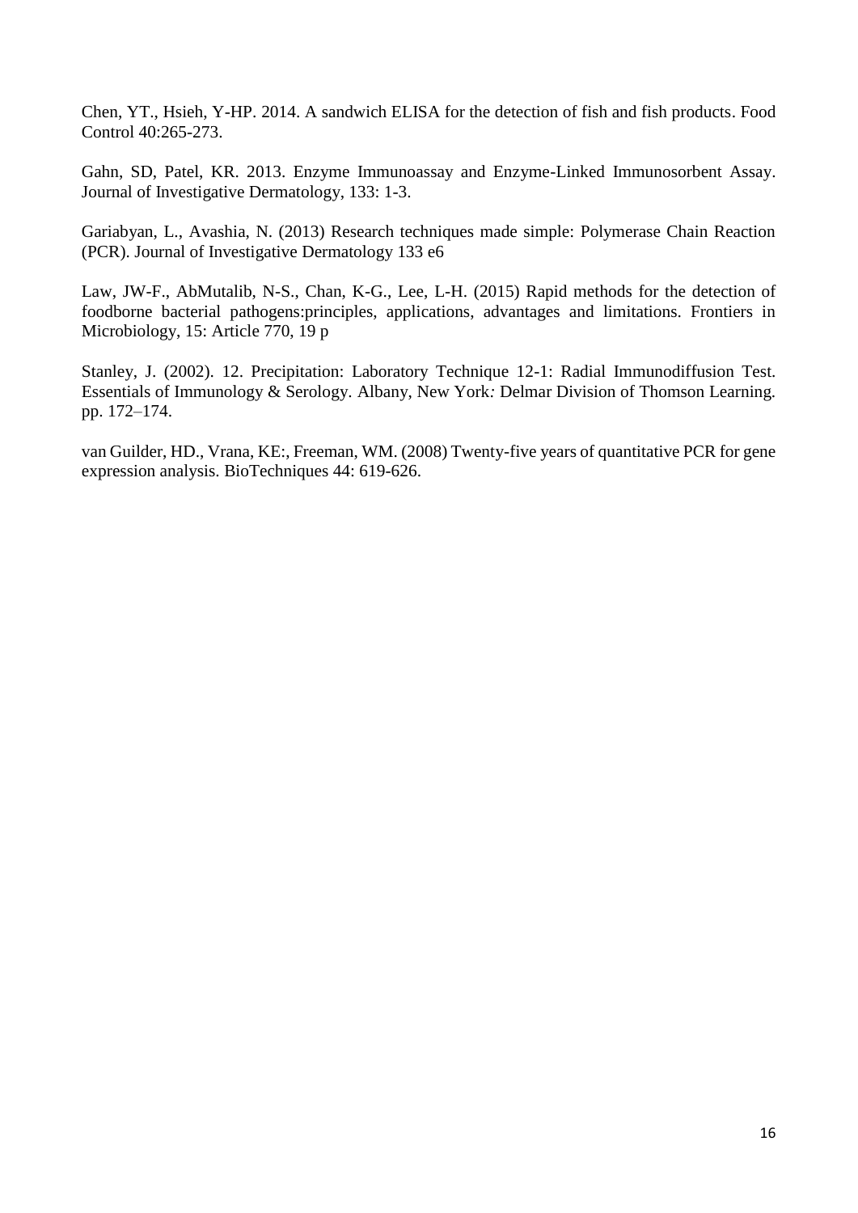Chen, YT., Hsieh, Y-HP. 2014. A sandwich ELISA for the detection of fish and fish products. Food Control 40:265-273.

Gahn, SD, Patel, KR. 2013. Enzyme Immunoassay and Enzyme-Linked Immunosorbent Assay. Journal of Investigative Dermatology, 133: 1-3.

Gariabyan, L., Avashia, N. (2013) Research techniques made simple: Polymerase Chain Reaction (PCR). Journal of Investigative Dermatology 133 e6

Law, JW-F., AbMutalib, N-S., Chan, K-G., Lee, L-H. (2015) Rapid methods for the detection of foodborne bacterial pathogens:principles, applications, advantages and limitations. Frontiers in Microbiology, 15: Article 770, 19 p

Stanley, J. (2002). 12. Precipitation: Laboratory Technique 12-1: Radial Immunodiffusion Test. Essentials of Immunology & Serology. Albany, New York*:* Delmar Division of Thomson Learning. pp. 172–174.

van Guilder, HD., Vrana, KE:, Freeman, WM. (2008) Twenty-five years of quantitative PCR for gene expression analysis. BioTechniques 44: 619-626.